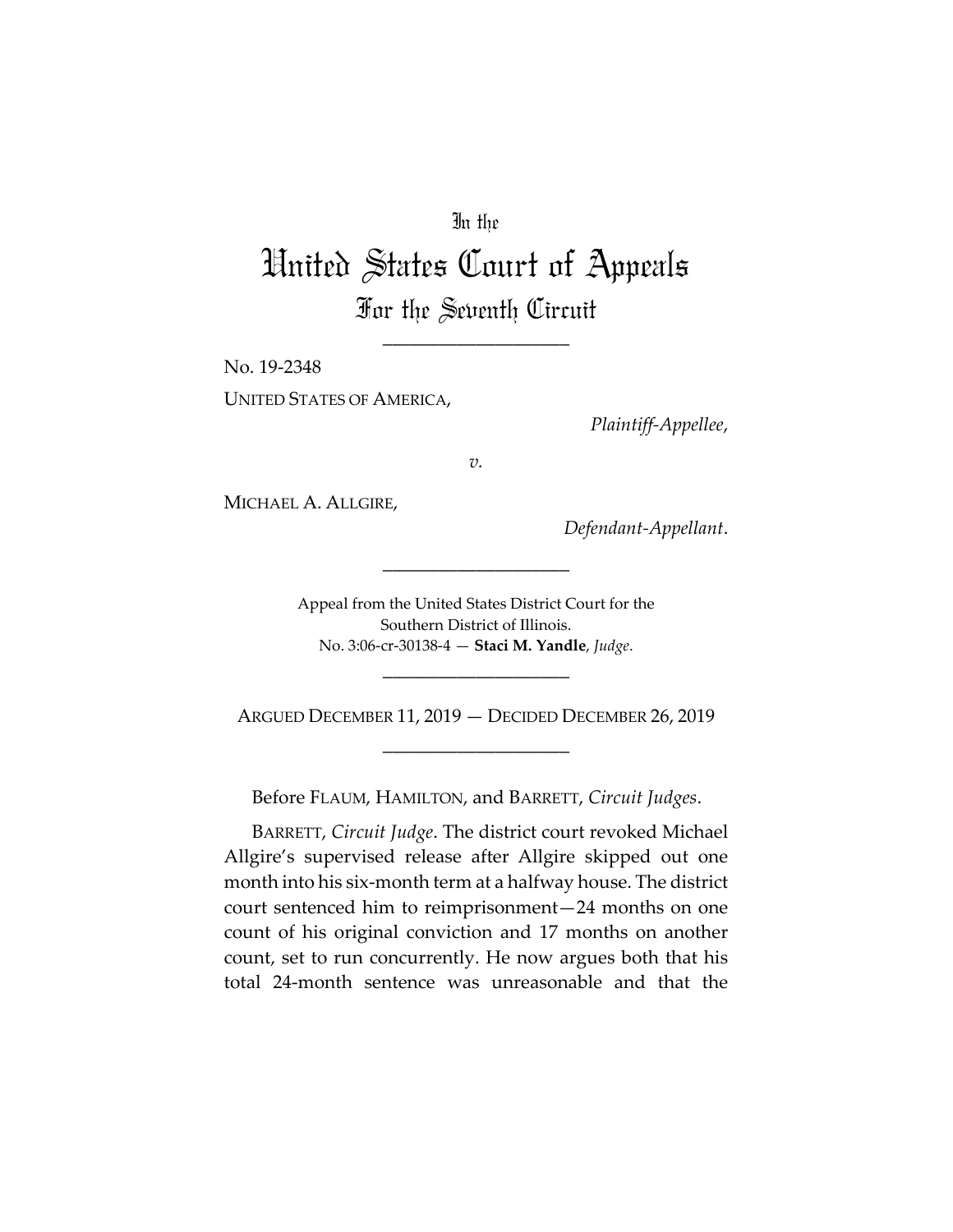In the

# United States Court of Appeals

## For the Seventh Circuit

\_\_\_\_\_\_\_\_\_\_\_\_\_\_\_\_\_\_\_\_

No. 19-2348

UNITED STATES OF AMERICA,

*Plaintiff-Appellee*,

*v.*

MICHAEL A. ALLGIRE,

*Defendant-Appellant*.

\_\_\_\_\_\_\_\_\_\_\_\_\_\_\_\_\_\_\_\_

Appeal from the United States District Court for the Southern District of Illinois.
No. 3:06-cr-30138-4 — **Staci M. Yandle**, *Judge*.

\_\_\_\_\_\_\_\_\_\_\_\_\_\_\_\_\_\_\_\_

ARGUED DECEMBER 11, 2019 — DECIDED DECEMBER 26, 2019

\_\_\_\_\_\_\_\_\_\_\_\_\_\_\_\_\_\_\_\_

Before FLAUM, HAMILTON, and BARRETT, *Circuit Judges*.

BARRETT, *Circuit Judge*. The district court revoked Michael Allgire's supervised release after Allgire skipped out one month into his six-month term at a halfway house. The district court sentenced him to reimprisonment—24 months on one count of his original conviction and 17 months on another count, set to run concurrently. He now argues both that his total 24-month sentence was unreasonable and that the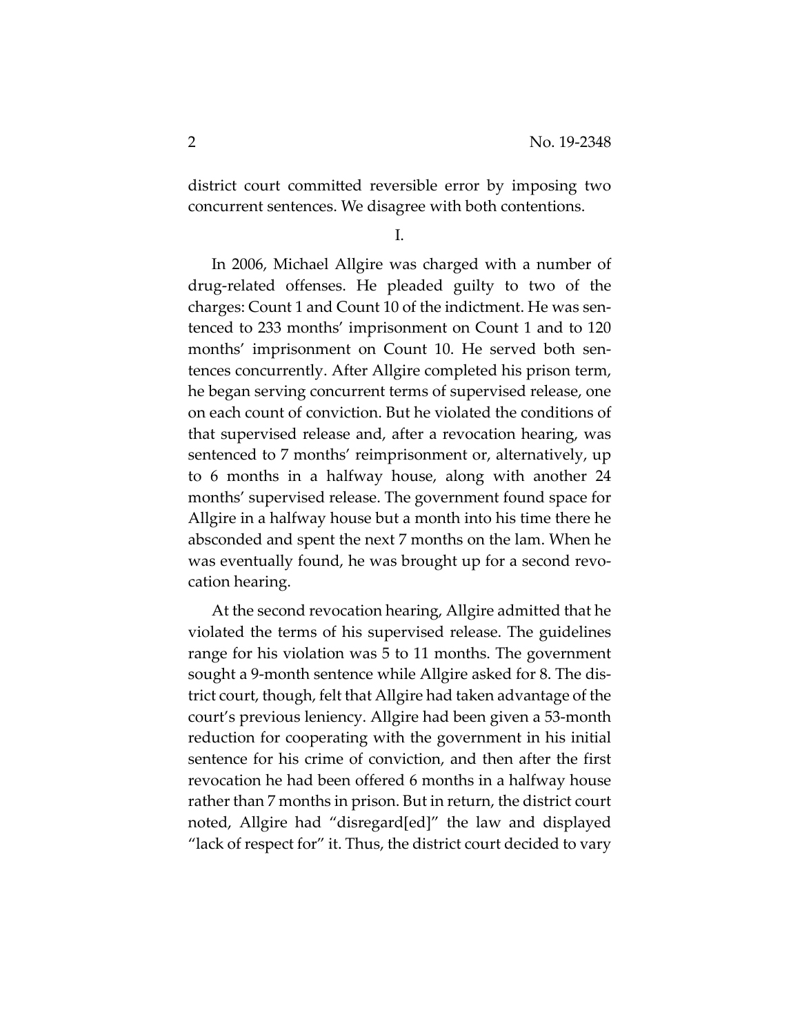district court committed reversible error by imposing two concurrent sentences. We disagree with both contentions.

I.

In 2006, Michael Allgire was charged with a number of drug-related offenses. He pleaded guilty to two of the charges: Count 1 and Count 10 of the indictment. He was sentenced to 233 months' imprisonment on Count 1 and to 120 months' imprisonment on Count 10. He served both sentences concurrently. After Allgire completed his prison term, he began serving concurrent terms of supervised release, one on each count of conviction. But he violated the conditions of that supervised release and, after a revocation hearing, was sentenced to 7 months' reimprisonment or, alternatively, up to 6 months in a halfway house, along with another 24 months' supervised release. The government found space for Allgire in a halfway house but a month into his time there he absconded and spent the next 7 months on the lam. When he was eventually found, he was brought up for a second revocation hearing.

At the second revocation hearing, Allgire admitted that he violated the terms of his supervised release. The guidelines range for his violation was 5 to 11 months. The government sought a 9-month sentence while Allgire asked for 8. The district court, though, felt that Allgire had taken advantage of the court's previous leniency. Allgire had been given a 53-month reduction for cooperating with the government in his initial sentence for his crime of conviction, and then after the first revocation he had been offered 6 months in a halfway house rather than 7 months in prison. But in return, the district court noted, Allgire had "disregard[ed]" the law and displayed "lack of respect for" it. Thus, the district court decided to vary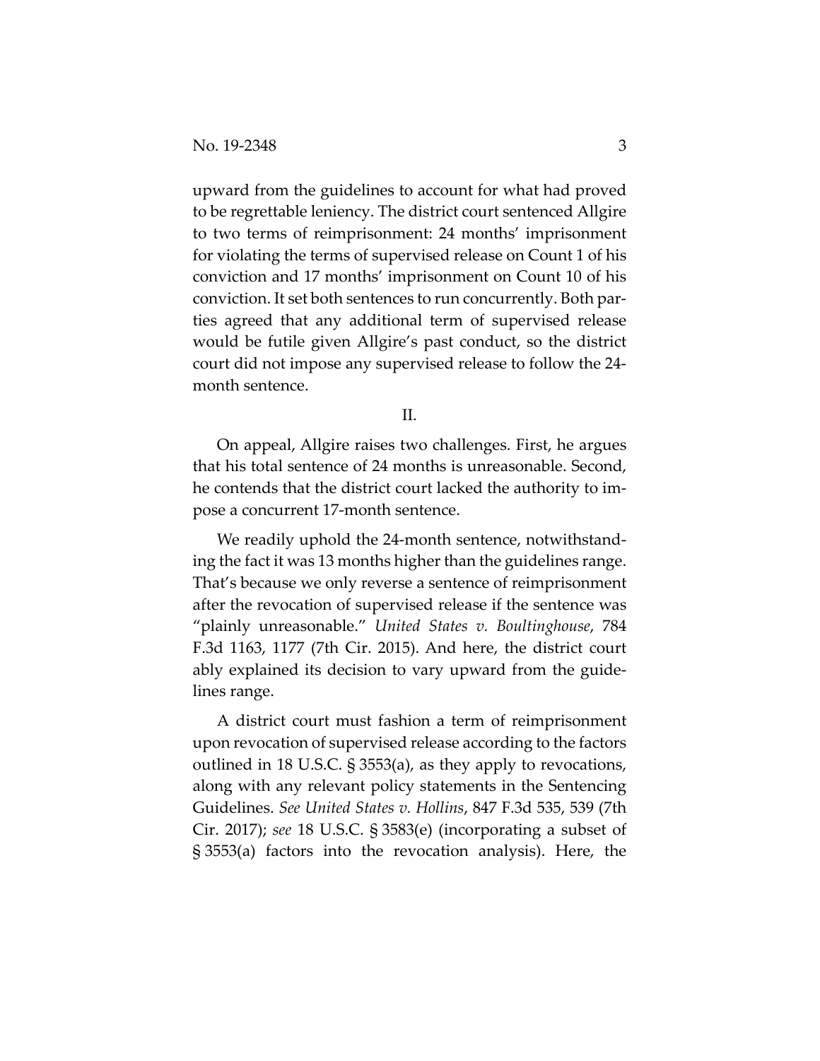upward from the guidelines to account for what had proved to be regrettable leniency. The district court sentenced Allgire to two terms of reimprisonment: 24 months' imprisonment for violating the terms of supervised release on Count 1 of his conviction and 17 months' imprisonment on Count 10 of his conviction. It set both sentences to run concurrently. Both parties agreed that any additional term of supervised release would be futile given Allgire's past conduct, so the district court did not impose any supervised release to follow the 24-month sentence.

## II.

On appeal, Allgire raises two challenges. First, he argues that his total sentence of 24 months is unreasonable. Second, he contends that the district court lacked the authority to impose a concurrent 17-month sentence.

We readily uphold the 24-month sentence, notwithstanding the fact it was 13 months higher than the guidelines range. That's because we only reverse a sentence of reimprisonment after the revocation of supervised release if the sentence was "plainly unreasonable." *United States v. Boultinghouse*, 784 F.3d 1163, 1177 (7th Cir. 2015). And here, the district court ably explained its decision to vary upward from the guidelines range.

A district court must fashion a term of reimprisonment upon revocation of supervised release according to the factors outlined in 18 U.S.C. § 3553(a), as they apply to revocations, along with any relevant policy statements in the Sentencing Guidelines. *See United States v. Hollins*, 847 F.3d 535, 539 (7th Cir. 2017); *see* 18 U.S.C. § 3583(e) (incorporating a subset of § 3553(a) factors into the revocation analysis). Here, the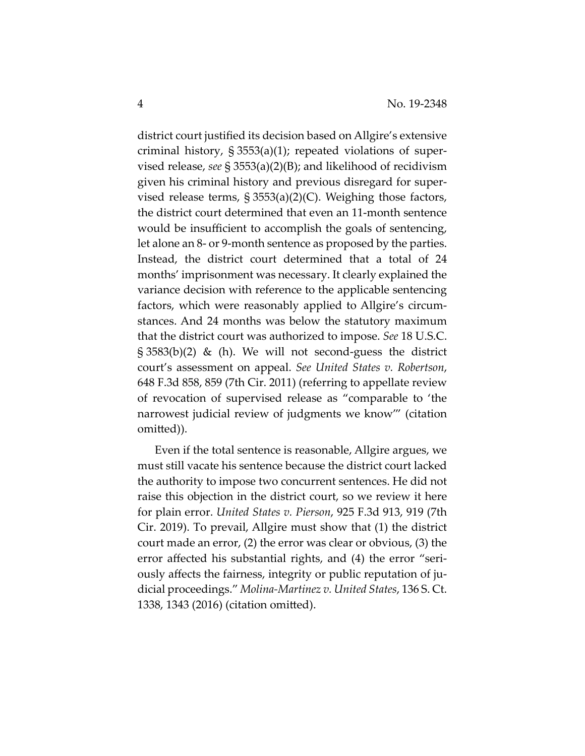district court justified its decision based on Allgire's extensive criminal history, § 3553(a)(1); repeated violations of supervised release, *see* § 3553(a)(2)(B); and likelihood of recidivism given his criminal history and previous disregard for supervised release terms, § 3553(a)(2)(C). Weighing those factors, the district court determined that even an 11-month sentence would be insufficient to accomplish the goals of sentencing, let alone an 8- or 9-month sentence as proposed by the parties. Instead, the district court determined that a total of 24 months' imprisonment was necessary. It clearly explained the variance decision with reference to the applicable sentencing factors, which were reasonably applied to Allgire's circumstances. And 24 months was below the statutory maximum that the district court was authorized to impose. *See* 18 U.S.C. § 3583(b)(2) & (h). We will not second-guess the district court's assessment on appeal. *See United States v. Robertson*, 648 F.3d 858, 859 (7th Cir. 2011) (referring to appellate review of revocation of supervised release as "comparable to 'the narrowest judicial review of judgments we know'" (citation omitted)).

Even if the total sentence is reasonable, Allgire argues, we must still vacate his sentence because the district court lacked the authority to impose two concurrent sentences. He did not raise this objection in the district court, so we review it here for plain error. *United States v. Pierson*, 925 F.3d 913, 919 (7th Cir. 2019). To prevail, Allgire must show that (1) the district court made an error, (2) the error was clear or obvious, (3) the error affected his substantial rights, and (4) the error "seriously affects the fairness, integrity or public reputation of judicial proceedings." *Molina-Martinez v. United States*, 136 S. Ct. 1338, 1343 (2016) (citation omitted).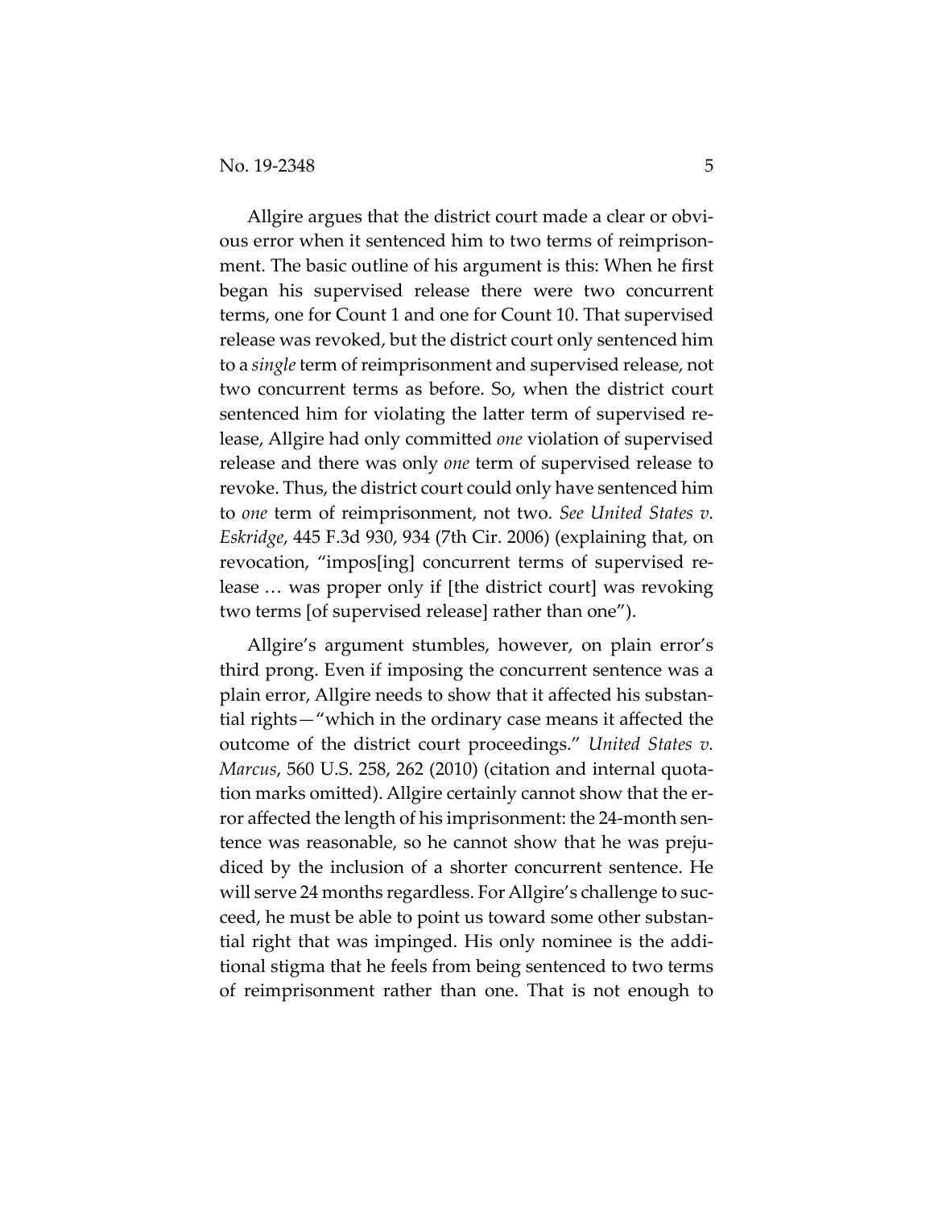Allgire argues that the district court made a clear or obvious error when it sentenced him to two terms of reimprisonment. The basic outline of his argument is this: When he first began his supervised release there were two concurrent terms, one for Count 1 and one for Count 10. That supervised release was revoked, but the district court only sentenced him to a *single* term of reimprisonment and supervised release, not two concurrent terms as before. So, when the district court sentenced him for violating the latter term of supervised release, Allgire had only committed *one* violation of supervised release and there was only *one* term of supervised release to revoke. Thus, the district court could only have sentenced him to *one* term of reimprisonment, not two. *See United States v. Eskridge*, 445 F.3d 930, 934 (7th Cir. 2006) (explaining that, on revocation, "impos[ing] concurrent terms of supervised release … was proper only if [the district court] was revoking two terms [of supervised release] rather than one").

Allgire's argument stumbles, however, on plain error's third prong. Even if imposing the concurrent sentence was a plain error, Allgire needs to show that it affected his substantial rights—"which in the ordinary case means it affected the outcome of the district court proceedings." *United States v. Marcus*, 560 U.S. 258, 262 (2010) (citation and internal quotation marks omitted). Allgire certainly cannot show that the error affected the length of his imprisonment: the 24-month sentence was reasonable, so he cannot show that he was prejudiced by the inclusion of a shorter concurrent sentence. He will serve 24 months regardless. For Allgire's challenge to succeed, he must be able to point us toward some other substantial right that was impinged. His only nominee is the additional stigma that he feels from being sentenced to two terms of reimprisonment rather than one. That is not enough to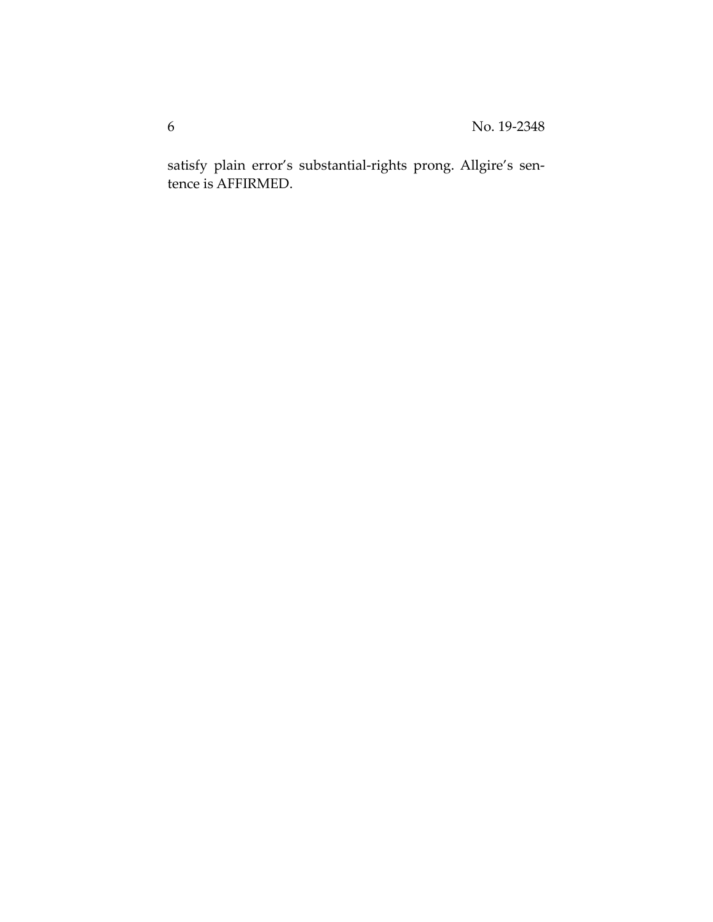satisfy plain error's substantial-rights prong. Allgire's sentence is AFFIRMED.